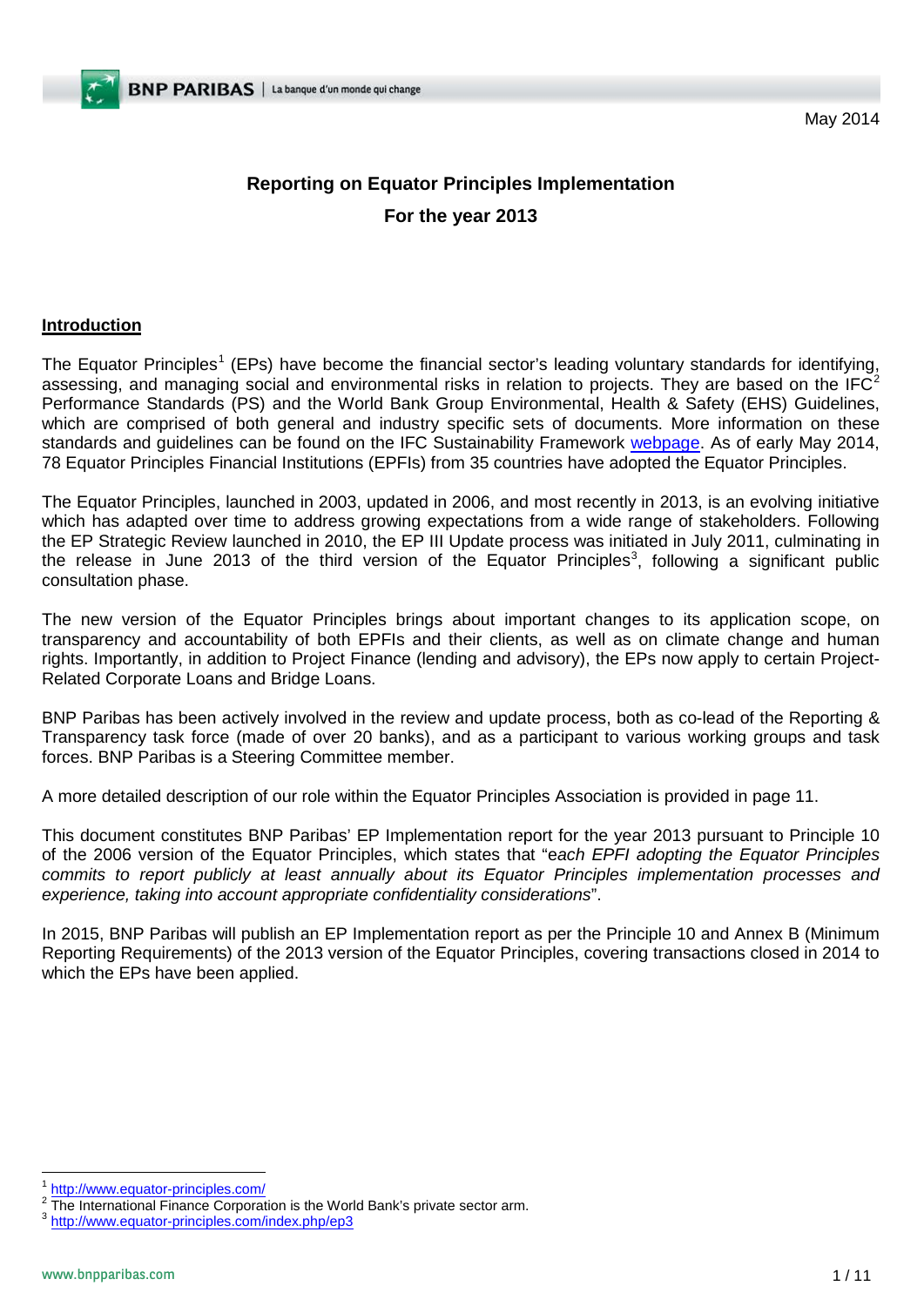May 2014

# Reporting on Equator Principles Implementation

## For the year 2013

### Introduction

The Equator Principles[1] (EPs) have become the financial sector's leading voluntary standards for identifying, assessing, and managing social and environmental risks in relation to projects. They are based on the IFC[2] Performance Standards (PS) and the World Bank Group Environmental, Health & Safety (EHS) Guidelines, which are comprised of both general and industry specific sets of documents. More information on these standards and guidelines can be found on the IFC Sustainability Framework webpage. As of early May 2014, 78 Equator Principles Financial Institutions (EPFIs) from 35 countries have adopted the Equator Principles.

The Equator Principles, launched in 2003, updated in 2006, and most recently in 2013, is an evolving initiative which has adapted over time to address growing expectations from a wide range of stakeholders. Following the EP Strategic Review launched in 2010, the EP III Update process was initiated in July 2011, culminating in the release in June 2013 of the third version of the Equator Principles[3], following a significant public consultation phase.

The new version of the Equator Principles brings about important changes to its application scope, on transparency and accountability of both EPFIs and their clients, as well as on climate change and human rights. Importantly, in addition to Project Finance (lending and advisory), the EPs now apply to certain Project-Related Corporate Loans and Bridge Loans.

BNP Paribas has been actively involved in the review and update process, both as co-lead of the Reporting & Transparency task force (made of over 20 banks), and as a participant to various working groups and task forces. BNP Paribas is a Steering Committee member.

A more detailed description of our role within the Equator Principles Association is provided in page 11.

This document constitutes BNP Paribas' EP Implementation report for the year 2013 pursuant to Principle 10 of the 2006 version of the Equator Principles, which states that "e*ach EPFI adopting the Equator Principles commits to report publicly at least annually about its Equator Principles implementation processes and experience, taking into account appropriate confidentiality considerations*".

In 2015, BNP Paribas will publish an EP Implementation report as per the Principle 10 and Annex B (Minimum Reporting Requirements) of the 2013 version of the Equator Principles, covering transactions closed in 2014 to which the EPs have been applied.

---

[1] http://www.equator-principles.com/

[2] The International Finance Corporation is the World Bank's private sector arm.

[3] http://www.equator-principles.com/index.php/ep3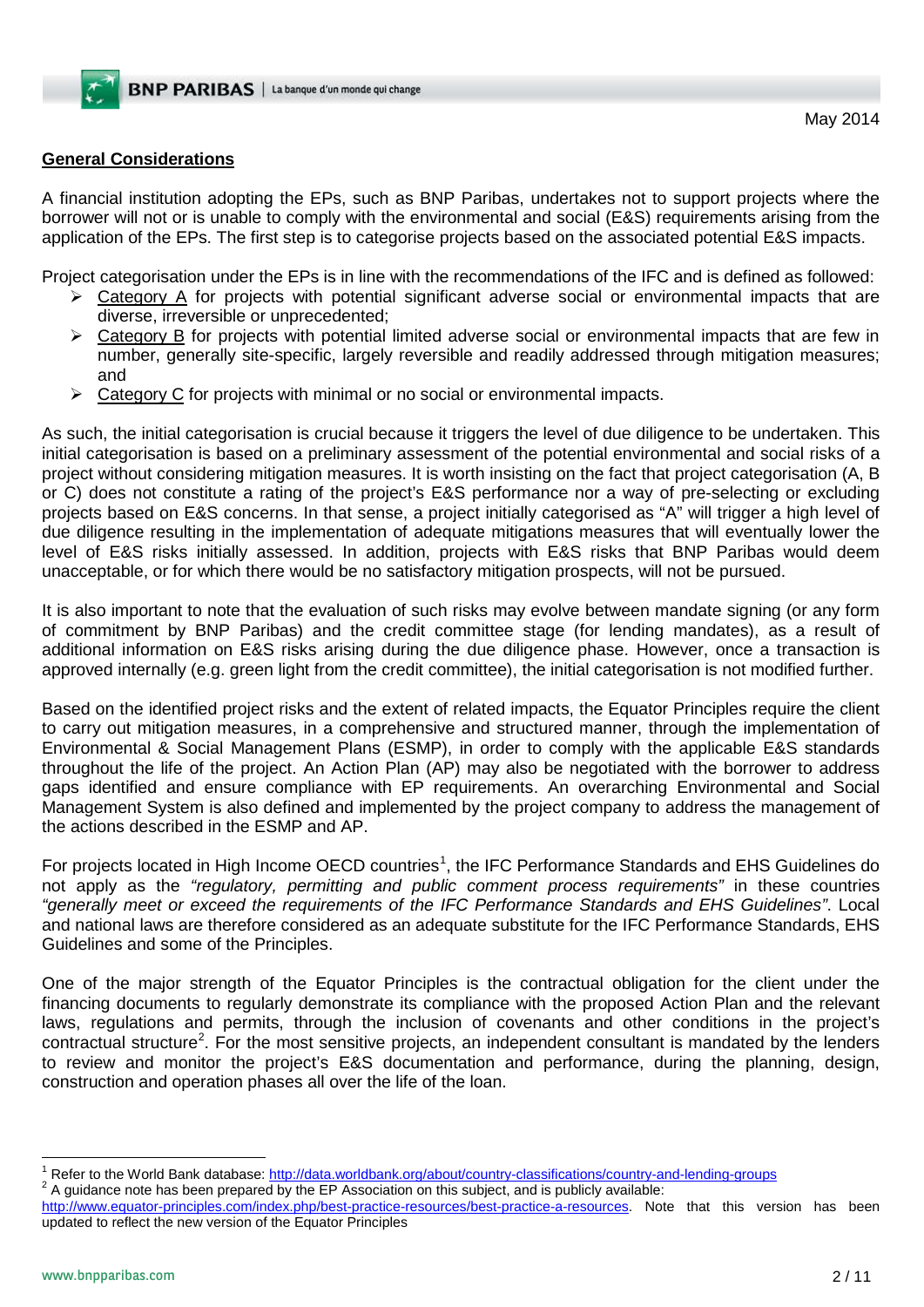May 2014

## General Considerations

A financial institution adopting the EPs, such as BNP Paribas, undertakes not to support projects where the borrower will not or is unable to comply with the environmental and social (E&S) requirements arising from the application of the EPs. The first step is to categorise projects based on the associated potential E&S impacts.

Project categorisation under the EPs is in line with the recommendations of the IFC and is defined as followed:

- Category A for projects with potential significant adverse social or environmental impacts that are diverse, irreversible or unprecedented;
- Category B for projects with potential limited adverse social or environmental impacts that are few in number, generally site-specific, largely reversible and readily addressed through mitigation measures; and
- Category C for projects with minimal or no social or environmental impacts.

As such, the initial categorisation is crucial because it triggers the level of due diligence to be undertaken. This initial categorisation is based on a preliminary assessment of the potential environmental and social risks of a project without considering mitigation measures. It is worth insisting on the fact that project categorisation (A, B or C) does not constitute a rating of the project's E&S performance nor a way of pre-selecting or excluding projects based on E&S concerns. In that sense, a project initially categorised as "A" will trigger a high level of due diligence resulting in the implementation of adequate mitigations measures that will eventually lower the level of E&S risks initially assessed. In addition, projects with E&S risks that BNP Paribas would deem unacceptable, or for which there would be no satisfactory mitigation prospects, will not be pursued.

It is also important to note that the evaluation of such risks may evolve between mandate signing (or any form of commitment by BNP Paribas) and the credit committee stage (for lending mandates), as a result of additional information on E&S risks arising during the due diligence phase. However, once a transaction is approved internally (e.g. green light from the credit committee), the initial categorisation is not modified further.

Based on the identified project risks and the extent of related impacts, the Equator Principles require the client to carry out mitigation measures, in a comprehensive and structured manner, through the implementation of Environmental & Social Management Plans (ESMP), in order to comply with the applicable E&S standards throughout the life of the project. An Action Plan (AP) may also be negotiated with the borrower to address gaps identified and ensure compliance with EP requirements. An overarching Environmental and Social Management System is also defined and implemented by the project company to address the management of the actions described in the ESMP and AP.

For projects located in High Income OECD countries[1], the IFC Performance Standards and EHS Guidelines do not apply as the *"regulatory, permitting and public comment process requirements"* in these countries *"generally meet or exceed the requirements of the IFC Performance Standards and EHS Guidelines"*. Local and national laws are therefore considered as an adequate substitute for the IFC Performance Standards, EHS Guidelines and some of the Principles.

One of the major strength of the Equator Principles is the contractual obligation for the client under the financing documents to regularly demonstrate its compliance with the proposed Action Plan and the relevant laws, regulations and permits, through the inclusion of covenants and other conditions in the project's contractual structure[2]. For the most sensitive projects, an independent consultant is mandated by the lenders to review and monitor the project's E&S documentation and performance, during the planning, design, construction and operation phases all over the life of the loan.

---

[1] Refer to the World Bank database: http://data.worldbank.org/about/country-classifications/country-and-lending-groups

[2] A guidance note has been prepared by the EP Association on this subject, and is publicly available: http://www.equator-principles.com/index.php/best-practice-resources/best-practice-a-resources. Note that this version has been updated to reflect the new version of the Equator Principles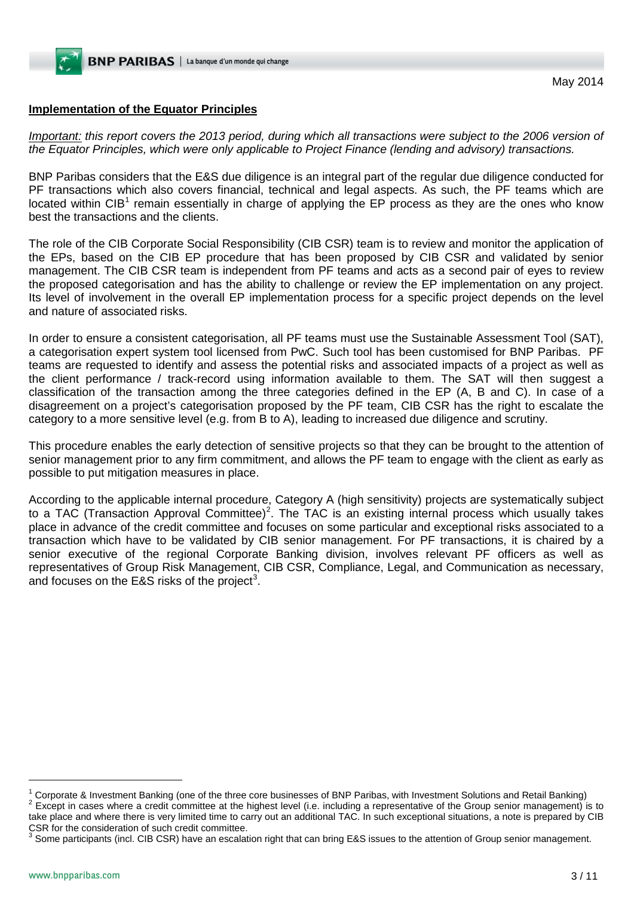**Implementation of the Equator Principles**

*Important: this report covers the 2013 period, during which all transactions were subject to the 2006 version of the Equator Principles, which were only applicable to Project Finance (lending and advisory) transactions.*

BNP Paribas considers that the E&S due diligence is an integral part of the regular due diligence conducted for PF transactions which also covers financial, technical and legal aspects. As such, the PF teams which are located within CIB[1] remain essentially in charge of applying the EP process as they are the ones who know best the transactions and the clients.

The role of the CIB Corporate Social Responsibility (CIB CSR) team is to review and monitor the application of the EPs, based on the CIB EP procedure that has been proposed by CIB CSR and validated by senior management. The CIB CSR team is independent from PF teams and acts as a second pair of eyes to review the proposed categorisation and has the ability to challenge or review the EP implementation on any project. Its level of involvement in the overall EP implementation process for a specific project depends on the level and nature of associated risks.

In order to ensure a consistent categorisation, all PF teams must use the Sustainable Assessment Tool (SAT), a categorisation expert system tool licensed from PwC. Such tool has been customised for BNP Paribas. PF teams are requested to identify and assess the potential risks and associated impacts of a project as well as the client performance / track-record using information available to them. The SAT will then suggest a classification of the transaction among the three categories defined in the EP (A, B and C). In case of a disagreement on a project's categorisation proposed by the PF team, CIB CSR has the right to escalate the category to a more sensitive level (e.g. from B to A), leading to increased due diligence and scrutiny.

This procedure enables the early detection of sensitive projects so that they can be brought to the attention of senior management prior to any firm commitment, and allows the PF team to engage with the client as early as possible to put mitigation measures in place.

According to the applicable internal procedure, Category A (high sensitivity) projects are systematically subject to a TAC (Transaction Approval Committee)[2]. The TAC is an existing internal process which usually takes place in advance of the credit committee and focuses on some particular and exceptional risks associated to a transaction which have to be validated by CIB senior management. For PF transactions, it is chaired by a senior executive of the regional Corporate Banking division, involves relevant PF officers as well as representatives of Group Risk Management, CIB CSR, Compliance, Legal, and Communication as necessary, and focuses on the E&S risks of the project[3].

---

[1] Corporate & Investment Banking (one of the three core businesses of BNP Paribas, with Investment Solutions and Retail Banking)

[2] Except in cases where a credit committee at the highest level (i.e. including a representative of the Group senior management) is to take place and where there is very limited time to carry out an additional TAC. In such exceptional situations, a note is prepared by CIB CSR for the consideration of such credit committee.

[3] Some participants (incl. CIB CSR) have an escalation right that can bring E&S issues to the attention of Group senior management.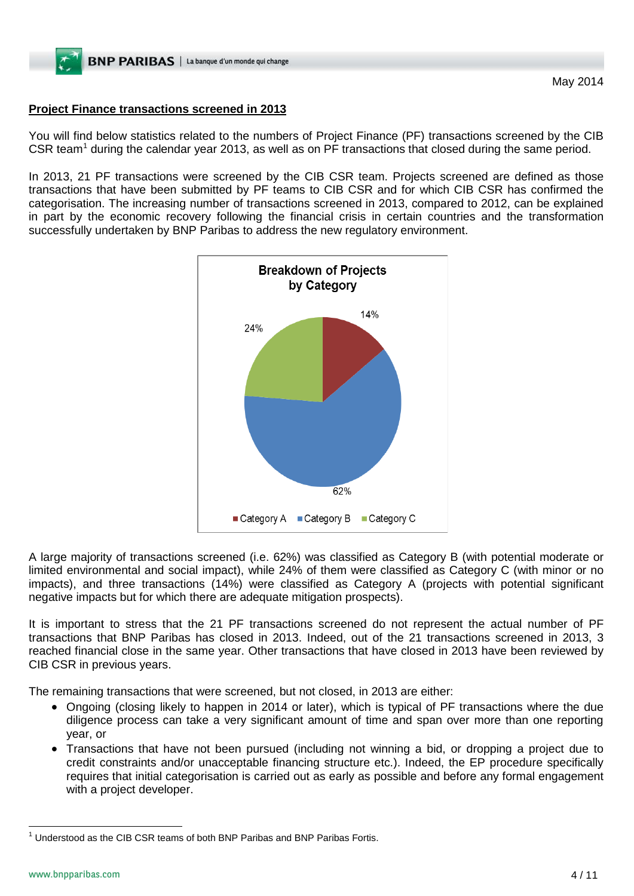May 2014

## Project Finance transactions screened in 2013

You will find below statistics related to the numbers of Project Finance (PF) transactions screened by the CIB CSR team[1] during the calendar year 2013, as well as on PF transactions that closed during the same period.

In 2013, 21 PF transactions were screened by the CIB CSR team. Projects screened are defined as those transactions that have been submitted by PF teams to CIB CSR and for which CIB CSR has confirmed the categorisation. The increasing number of transactions screened in 2013, compared to 2012, can be explained in part by the economic recovery following the financial crisis in certain countries and the transformation successfully undertaken by BNP Paribas to address the new regulatory environment.

**Breakdown of Projects by Category**

| Category | Share |
|---|---|
| Category A | 14% |
| Category B | 62% |
| Category C | 24% |

A large majority of transactions screened (i.e. 62%) was classified as Category B (with potential moderate or limited environmental and social impact), while 24% of them were classified as Category C (with minor or no impacts), and three transactions (14%) were classified as Category A (projects with potential significant negative impacts but for which there are adequate mitigation prospects).

It is important to stress that the 21 PF transactions screened do not represent the actual number of PF transactions that BNP Paribas has closed in 2013. Indeed, out of the 21 transactions screened in 2013, 3 reached financial close in the same year. Other transactions that have closed in 2013 have been reviewed by CIB CSR in previous years.

The remaining transactions that were screened, but not closed, in 2013 are either:

- Ongoing (closing likely to happen in 2014 or later), which is typical of PF transactions where the due diligence process can take a very significant amount of time and span over more than one reporting year, or
- Transactions that have not been pursued (including not winning a bid, or dropping a project due to credit constraints and/or unacceptable financing structure etc.). Indeed, the EP procedure specifically requires that initial categorisation is carried out as early as possible and before any formal engagement with a project developer.

[1] Understood as the CIB CSR teams of both BNP Paribas and BNP Paribas Fortis.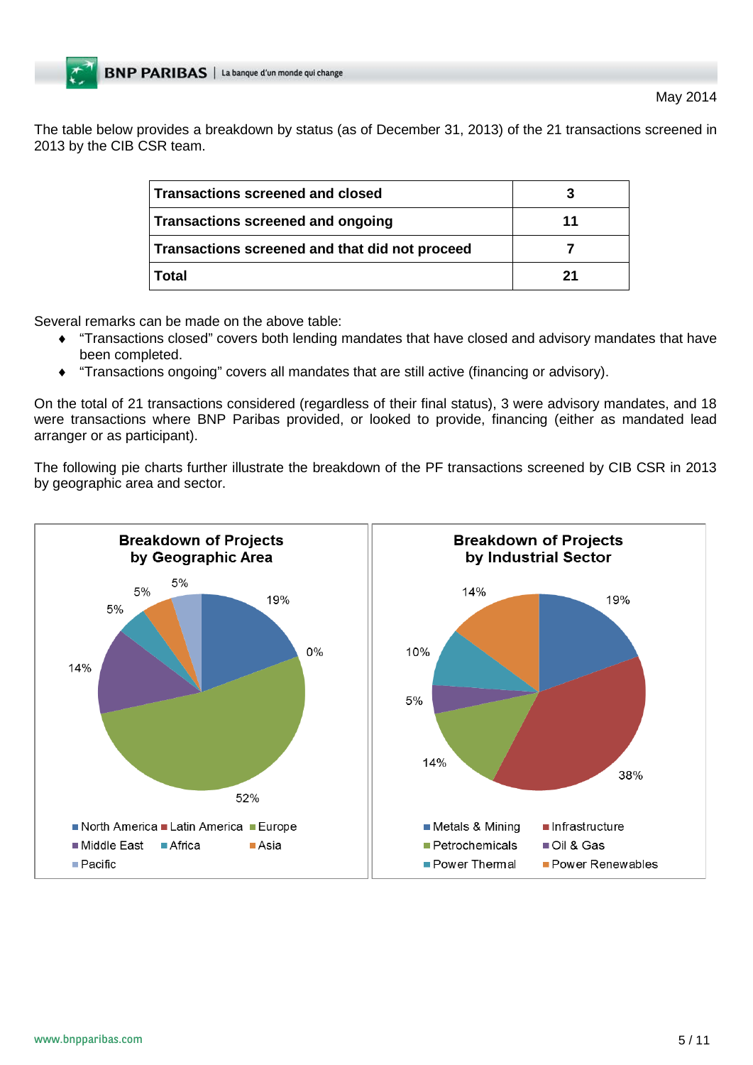The table below provides a breakdown by status (as of December 31, 2013) of the 21 transactions screened in 2013 by the CIB CSR team.

| Transactions screened and closed | 3 |
|---|---|
| Transactions screened and ongoing | 11 |
| Transactions screened and that did not proceed | 7 |
| **Total** | **21** |

Several remarks can be made on the above table:

- "Transactions closed" covers both lending mandates that have closed and advisory mandates that have been completed.
- "Transactions ongoing" covers all mandates that are still active (financing or advisory).

On the total of 21 transactions considered (regardless of their final status), 3 were advisory mandates, and 18 were transactions where BNP Paribas provided, or looked to provide, financing (either as mandated lead arranger or as participant).

The following pie charts further illustrate the breakdown of the PF transactions screened by CIB CSR in 2013 by geographic area and sector.

**Breakdown of Projects by Geographic Area**

| Region | Share |
|---|---|
| North America | 19% |
| Latin America | 0% |
| Europe | 52% |
| Middle East | 14% |
| Africa | 5% |
| Asia | 5% |
| Pacific | 5% |

**Breakdown of Projects by Industrial Sector**

| Sector | Share |
|---|---|
| Metals & Mining | 19% |
| Infrastructure | 38% |
| Petrochemicals | 14% |
| Oil & Gas | 5% |
| Power Thermal | 10% |
| Power Renewables | 14% |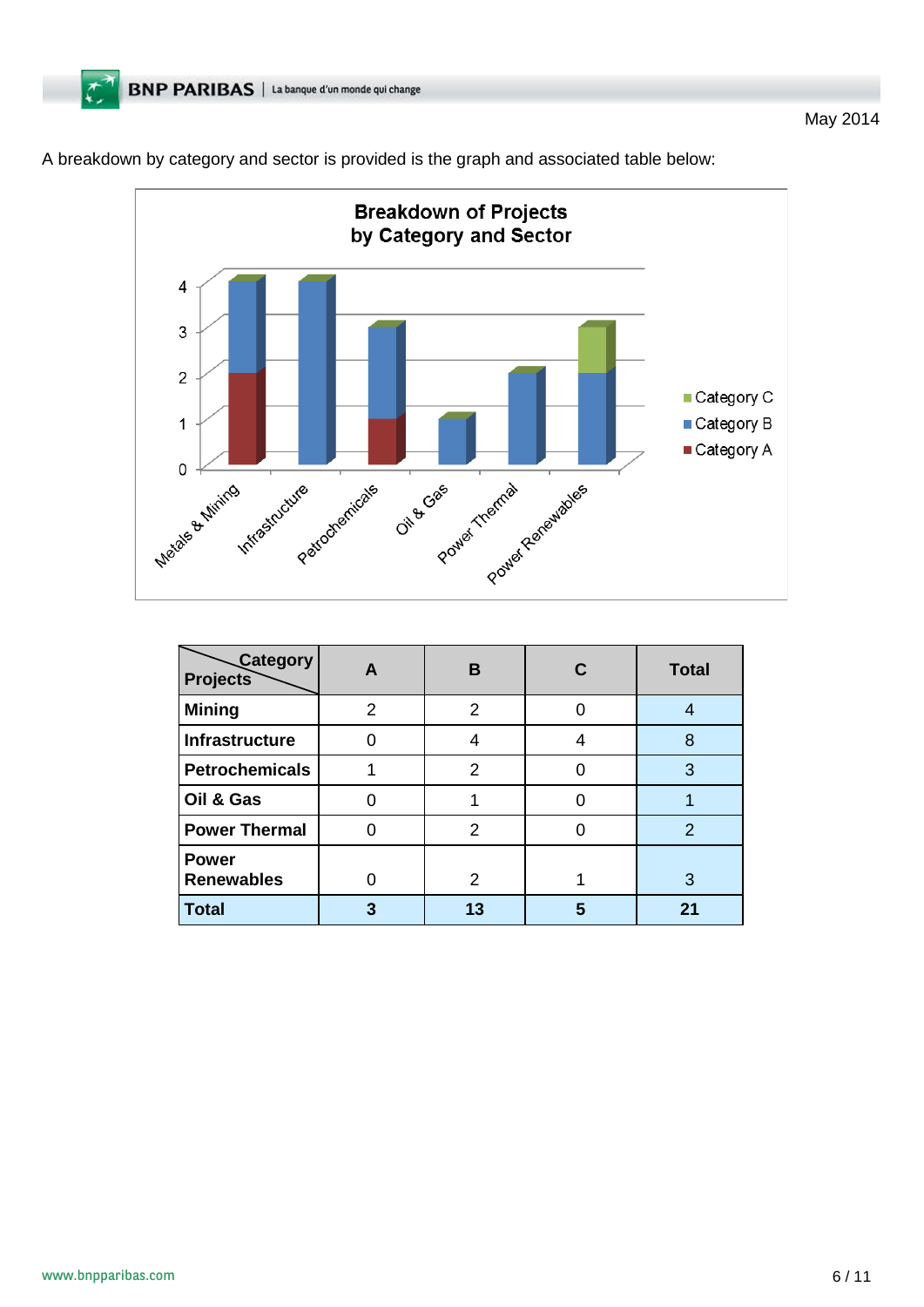A breakdown by category and sector is provided is the graph and associated table below:

**Breakdown of Projects by Category and Sector**

| Category / Projects | A | B | C | Total |
|---|---|---|---|---|
| **Mining** | 2 | 2 | 0 | 4 |
| **Infrastructure** | 0 | 4 | 4 | 8 |
| **Petrochemicals** | 1 | 2 | 0 | 3 |
| **Oil & Gas** | 0 | 1 | 0 | 1 |
| **Power Thermal** | 0 | 2 | 0 | 2 |
| **Power Renewables** | 0 | 2 | 1 | 3 |
| **Total** | **3** | **13** | **5** | **21** |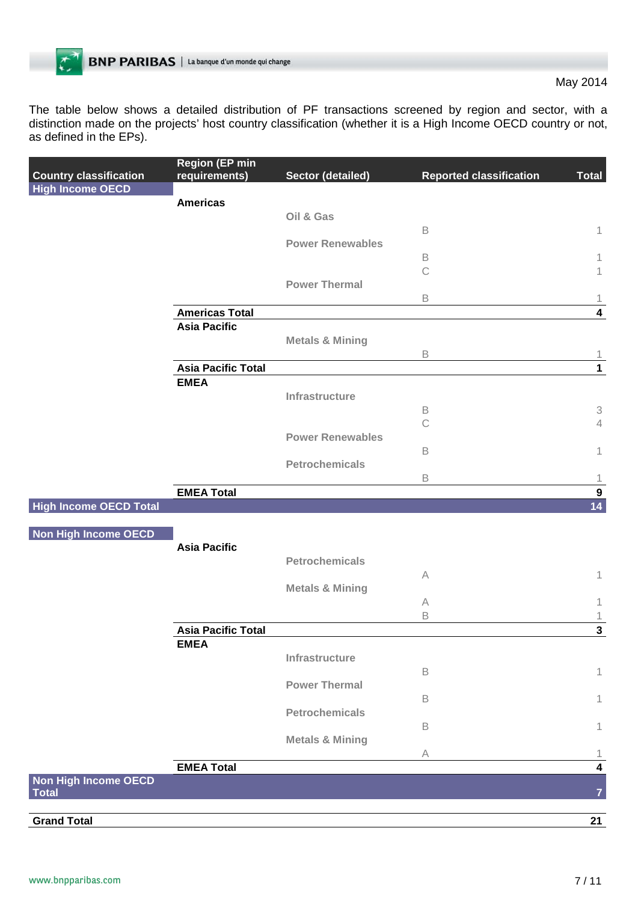May 2014

The table below shows a detailed distribution of PF transactions screened by region and sector, with a distinction made on the projects' host country classification (whether it is a High Income OECD country or not, as defined in the EPs).

| Country classification | Region (EP min requirements) | Sector (detailed) | Reported classification | Total |
|---|---|---|---|---|
| **High Income OECD** | | | | |
| | **Americas** | | | |
| | | Oil & Gas | | |
| | | | B | 1 |
| | | Power Renewables | | |
| | | | B | 1 |
| | | | C | 1 |
| | | Power Thermal | | |
| | | | B | 1 |
| | **Americas Total** | | | **4** |
| | **Asia Pacific** | | | |
| | | Metals & Mining | | |
| | | | B | 1 |
| | **Asia Pacific Total** | | | **1** |
| | **EMEA** | | | |
| | | Infrastructure | | |
| | | | B | 3 |
| | | | C | 4 |
| | | Power Renewables | | |
| | | | B | 1 |
| | | Petrochemicals | | |
| | | | B | 1 |
| | **EMEA Total** | | | **9** |
| **High Income OECD Total** | | | | **14** |
| **Non High Income OECD** | | | | |
| | **Asia Pacific** | | | |
| | | Petrochemicals | | |
| | | | A | 1 |
| | | Metals & Mining | | |
| | | | A | 1 |
| | | | B | 1 |
| | **Asia Pacific Total** | | | **3** |
| | **EMEA** | | | |
| | | Infrastructure | | |
| | | | B | 1 |
| | | Power Thermal | | |
| | | | B | 1 |
| | | Petrochemicals | | |
| | | | B | 1 |
| | | Metals & Mining | | |
| | | | A | 1 |
| | **EMEA Total** | | | **4** |
| **Non High Income OECD Total** | | | | **7** |
| **Grand Total** | | | | **21** |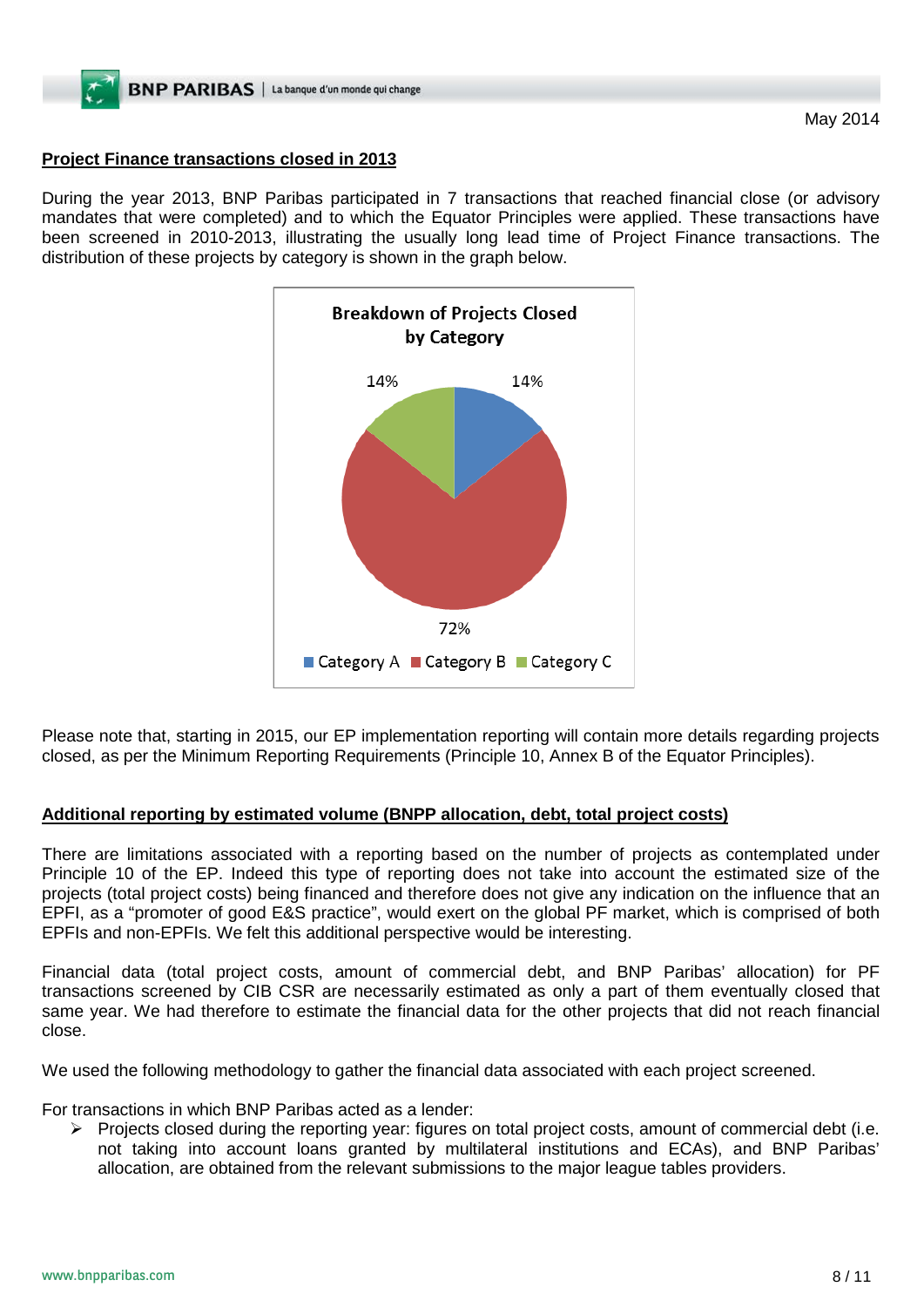May 2014

## Project Finance transactions closed in 2013

During the year 2013, BNP Paribas participated in 7 transactions that reached financial close (or advisory mandates that were completed) and to which the Equator Principles were applied. These transactions have been screened in 2010-2013, illustrating the usually long lead time of Project Finance transactions. The distribution of these projects by category is shown in the graph below.

**Breakdown of Projects Closed by Category**

| Category | Share |
| --- | --- |
| Category A | 14% |
| Category B | 72% |
| Category C | 14% |

Please note that, starting in 2015, our EP implementation reporting will contain more details regarding projects closed, as per the Minimum Reporting Requirements (Principle 10, Annex B of the Equator Principles).

## Additional reporting by estimated volume (BNPP allocation, debt, total project costs)

There are limitations associated with a reporting based on the number of projects as contemplated under Principle 10 of the EP. Indeed this type of reporting does not take into account the estimated size of the projects (total project costs) being financed and therefore does not give any indication on the influence that an EPFI, as a "promoter of good E&S practice", would exert on the global PF market, which is comprised of both EPFIs and non-EPFIs. We felt this additional perspective would be interesting.

Financial data (total project costs, amount of commercial debt, and BNP Paribas' allocation) for PF transactions screened by CIB CSR are necessarily estimated as only a part of them eventually closed that same year. We had therefore to estimate the financial data for the other projects that did not reach financial close.

We used the following methodology to gather the financial data associated with each project screened.

For transactions in which BNP Paribas acted as a lender:

- Projects closed during the reporting year: figures on total project costs, amount of commercial debt (i.e. not taking into account loans granted by multilateral institutions and ECAs), and BNP Paribas' allocation, are obtained from the relevant submissions to the major league tables providers.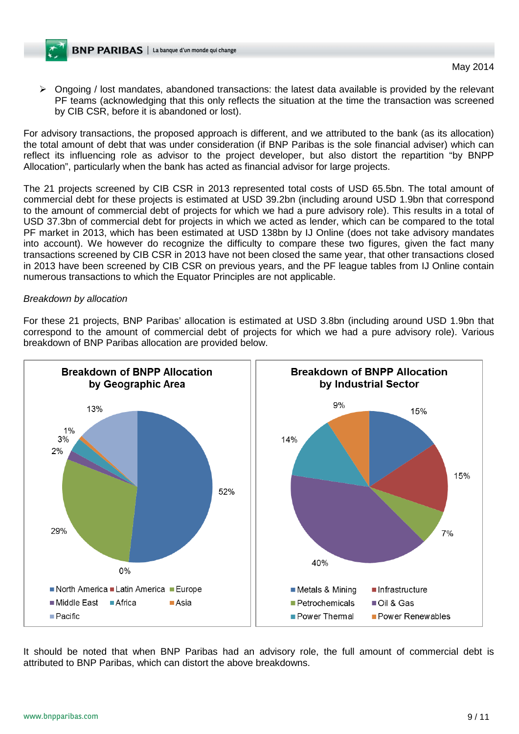May 2014

- Ongoing / lost mandates, abandoned transactions: the latest data available is provided by the relevant PF teams (acknowledging that this only reflects the situation at the time the transaction was screened by CIB CSR, before it is abandoned or lost).

For advisory transactions, the proposed approach is different, and we attributed to the bank (as its allocation) the total amount of debt that was under consideration (if BNP Paribas is the sole financial adviser) which can reflect its influencing role as advisor to the project developer, but also distort the repartition “by BNPP Allocation”, particularly when the bank has acted as financial advisor for large projects.

The 21 projects screened by CIB CSR in 2013 represented total costs of USD 65.5bn. The total amount of commercial debt for these projects is estimated at USD 39.2bn (including around USD 1.9bn that correspond to the amount of commercial debt of projects for which we had a pure advisory role). This results in a total of USD 37.3bn of commercial debt for projects in which we acted as lender, which can be compared to the total PF market in 2013, which has been estimated at USD 138bn by IJ Online (does not take advisory mandates into account). We however do recognize the difficulty to compare these two figures, given the fact many transactions screened by CIB CSR in 2013 have not been closed the same year, that other transactions closed in 2013 have been screened by CIB CSR on previous years, and the PF league tables from IJ Online contain numerous transactions to which the Equator Principles are not applicable.

*Breakdown by allocation*

For these 21 projects, BNP Paribas’ allocation is estimated at USD 3.8bn (including around USD 1.9bn that correspond to the amount of commercial debt of projects for which we had a pure advisory role). Various breakdown of BNP Paribas allocation are provided below.

**Breakdown of BNPP Allocation by Geographic Area**

| Region | Share |
|---|---|
| North America | 52% |
| Latin America | 0% |
| Europe | 29% |
| Middle East | 2% |
| Africa | 3% |
| Asia | 1% |
| Pacific | 13% |

**Breakdown of BNPP Allocation by Industrial Sector**

| Sector | Share |
|---|---|
| Metals & Mining | 15% |
| Infrastructure | 15% |
| Petrochemicals | 7% |
| Oil & Gas | 40% |
| Power Thermal | 14% |
| Power Renewables | 9% |

It should be noted that when BNP Paribas had an advisory role, the full amount of commercial debt is attributed to BNP Paribas, which can distort the above breakdowns.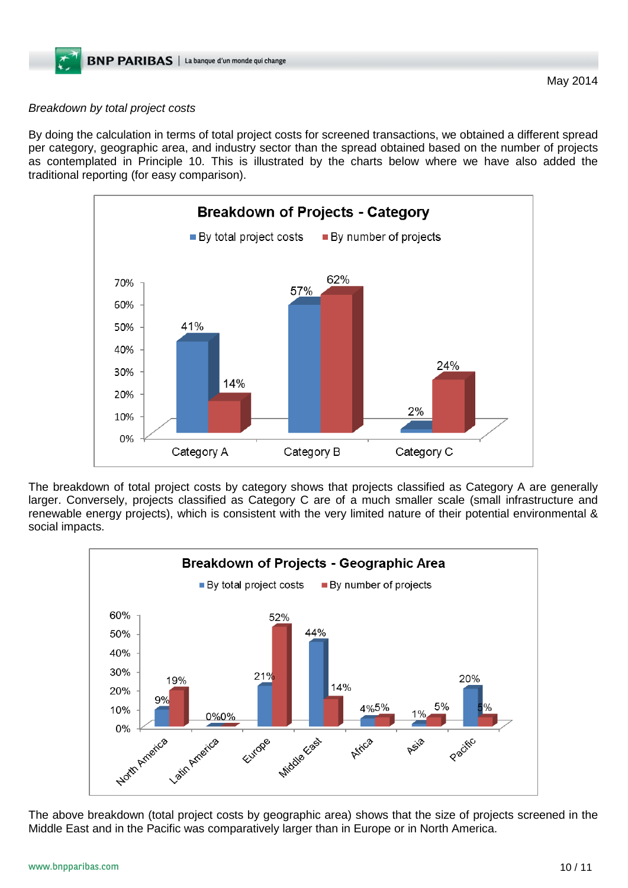*Breakdown by total project costs*

By doing the calculation in terms of total project costs for screened transactions, we obtained a different spread per category, geographic area, and industry sector than the spread obtained based on the number of projects as contemplated in Principle 10. This is illustrated by the charts below where we have also added the traditional reporting (for easy comparison).

**Breakdown of Projects - Category**

| | By total project costs | By number of projects |
|---|---|---|
| Category A | 41% | 14% |
| Category B | 57% | 62% |
| Category C | 2% | 24% |

The breakdown of total project costs by category shows that projects classified as Category A are generally larger. Conversely, projects classified as Category C are of a much smaller scale (small infrastructure and renewable energy projects), which is consistent with the very limited nature of their potential environmental & social impacts.

**Breakdown of Projects - Geographic Area**

| | By total project costs | By number of projects |
|---|---|---|
| North America | 9% | 19% |
| Latin America | 0% | 0% |
| Europe | 21% | 52% |
| Middle East | 44% | 14% |
| Africa | 4% | 5% |
| Asia | 1% | 5% |
| Pacific | 20% | 5% |

The above breakdown (total project costs by geographic area) shows that the size of projects screened in the Middle East and in the Pacific was comparatively larger than in Europe or in North America.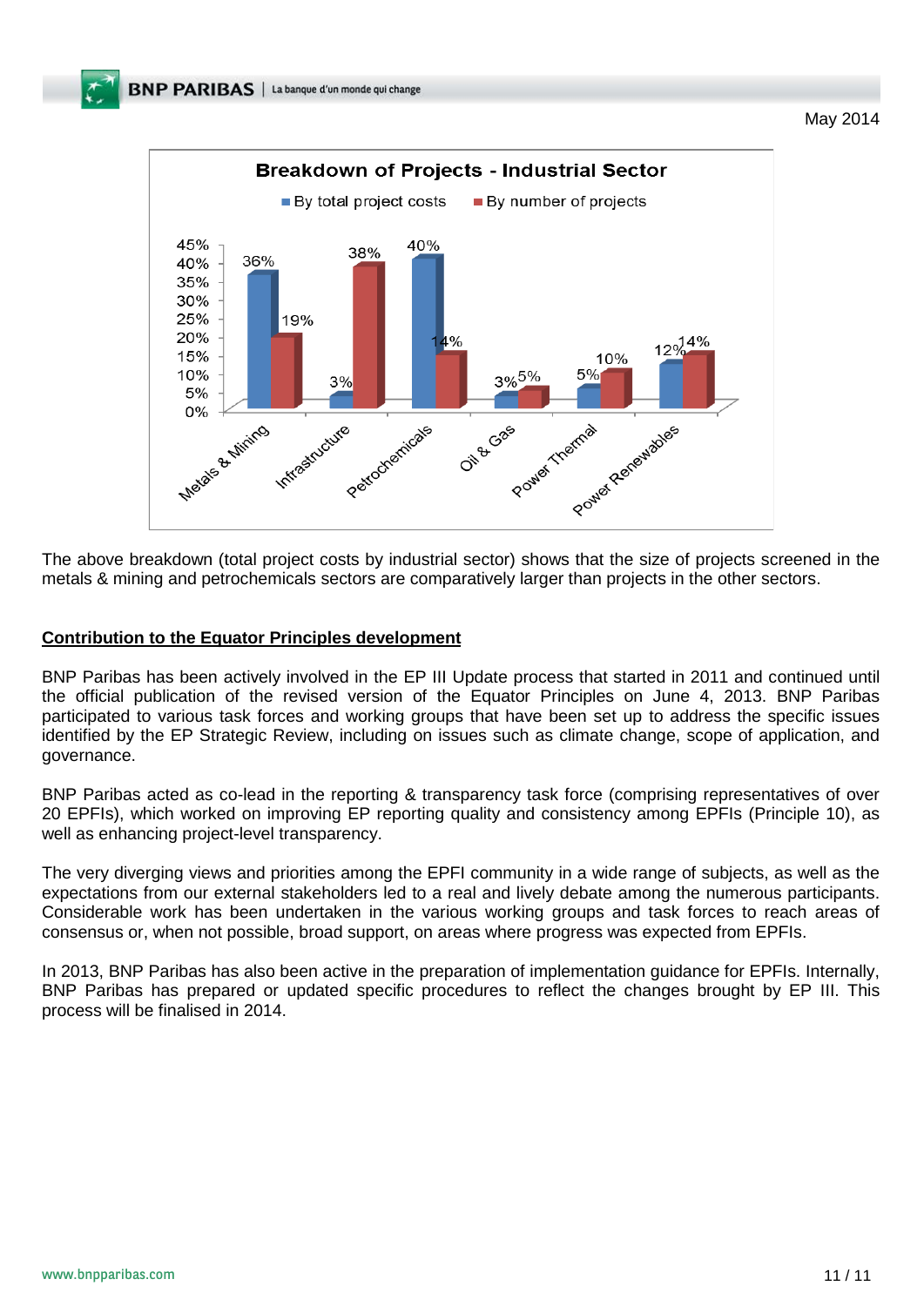May 2014

Breakdown of Projects - Industrial Sector

By total project costs
By number of projects

45%
40%
35%
30%
25%
20%
15%
10%
5%
0%

36%
19%
3%
38%
40%
14%
3%
5%
5%
10%
12%
14%

Metals & Mining
Infrastructure
Petrochemicals
Oil & Gas
Power Thermal
Power Renewables

The above breakdown (total project costs by industrial sector) shows that the size of projects screened in the metals & mining and petrochemicals sectors are comparatively larger than projects in the other sectors.

## Contribution to the Equator Principles development

BNP Paribas has been actively involved in the EP III Update process that started in 2011 and continued until the official publication of the revised version of the Equator Principles on June 4, 2013. BNP Paribas participated to various task forces and working groups that have been set up to address the specific issues identified by the EP Strategic Review, including on issues such as climate change, scope of application, and governance.

BNP Paribas acted as co-lead in the reporting & transparency task force (comprising representatives of over 20 EPFIs), which worked on improving EP reporting quality and consistency among EPFIs (Principle 10), as well as enhancing project-level transparency.

The very diverging views and priorities among the EPFI community in a wide range of subjects, as well as the expectations from our external stakeholders led to a real and lively debate among the numerous participants. Considerable work has been undertaken in the various working groups and task forces to reach areas of consensus or, when not possible, broad support, on areas where progress was expected from EPFIs.

In 2013, BNP Paribas has also been active in the preparation of implementation guidance for EPFIs. Internally, BNP Paribas has prepared or updated specific procedures to reflect the changes brought by EP III. This process will be finalised in 2014.